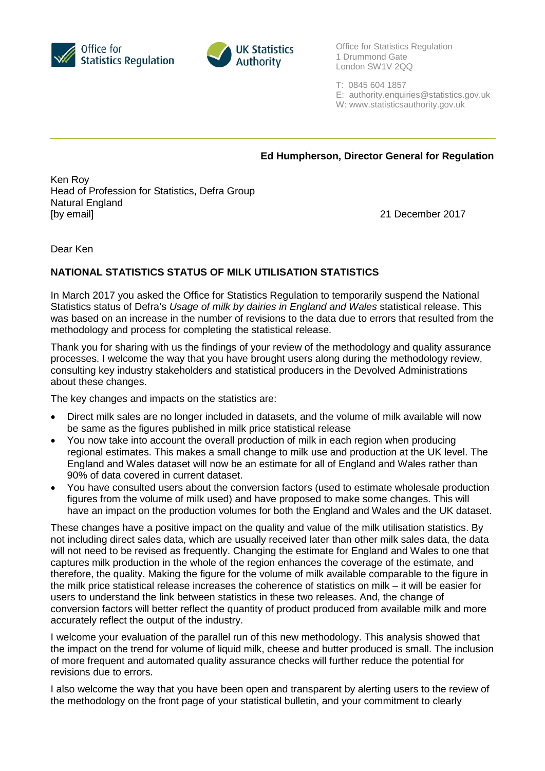Office for Statistics Regulation

UK Statistics Authority

Office for Statistics Regulation
1 Drummond Gate
London SW1V 2QQ

T: 0845 604 1857
E: authority.enquiries@statistics.gov.uk
W: www.statisticsauthority.gov.uk

**Ed Humpherson, Director General for Regulation**

Ken Roy
Head of Profession for Statistics, Defra Group
Natural England
[by email]

21 December 2017

Dear Ken

**NATIONAL STATISTICS STATUS OF MILK UTILISATION STATISTICS**

In March 2017 you asked the Office for Statistics Regulation to temporarily suspend the National Statistics status of Defra's *Usage of milk by dairies in England and Wales* statistical release. This was based on an increase in the number of revisions to the data due to errors that resulted from the methodology and process for completing the statistical release.

Thank you for sharing with us the findings of your review of the methodology and quality assurance processes. I welcome the way that you have brought users along during the methodology review, consulting key industry stakeholders and statistical producers in the Devolved Administrations about these changes.

The key changes and impacts on the statistics are:

- Direct milk sales are no longer included in datasets, and the volume of milk available will now be same as the figures published in milk price statistical release
- You now take into account the overall production of milk in each region when producing regional estimates. This makes a small change to milk use and production at the UK level. The England and Wales dataset will now be an estimate for all of England and Wales rather than 90% of data covered in current dataset.
- You have consulted users about the conversion factors (used to estimate wholesale production figures from the volume of milk used) and have proposed to make some changes. This will have an impact on the production volumes for both the England and Wales and the UK dataset.

These changes have a positive impact on the quality and value of the milk utilisation statistics. By not including direct sales data, which are usually received later than other milk sales data, the data will not need to be revised as frequently. Changing the estimate for England and Wales to one that captures milk production in the whole of the region enhances the coverage of the estimate, and therefore, the quality. Making the figure for the volume of milk available comparable to the figure in the milk price statistical release increases the coherence of statistics on milk – it will be easier for users to understand the link between statistics in these two releases. And, the change of conversion factors will better reflect the quantity of product produced from available milk and more accurately reflect the output of the industry.

I welcome your evaluation of the parallel run of this new methodology. This analysis showed that the impact on the trend for volume of liquid milk, cheese and butter produced is small. The inclusion of more frequent and automated quality assurance checks will further reduce the potential for revisions due to errors.

I also welcome the way that you have been open and transparent by alerting users to the review of the methodology on the front page of your statistical bulletin, and your commitment to clearly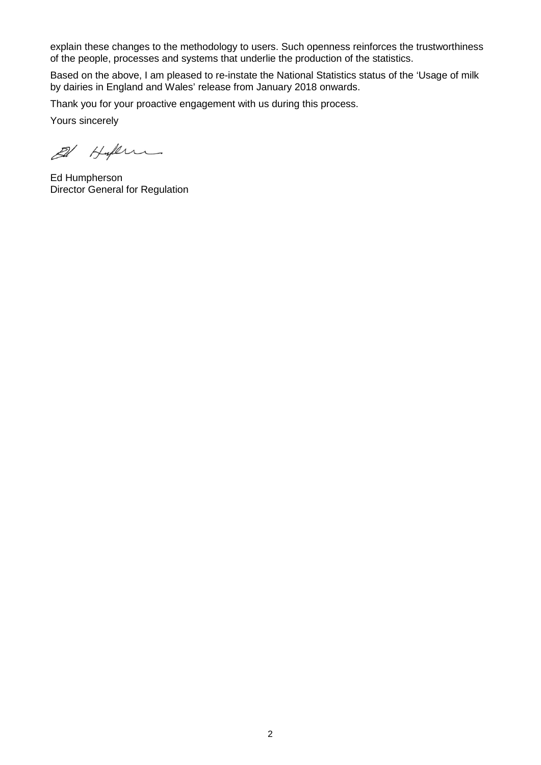explain these changes to the methodology to users. Such openness reinforces the trustworthiness of the people, processes and systems that underlie the production of the statistics.

Based on the above, I am pleased to re-instate the National Statistics status of the 'Usage of milk by dairies in England and Wales' release from January 2018 onwards.

Thank you for your proactive engagement with us during this process.

Yours sincerely

Ed Humpherson
Director General for Regulation